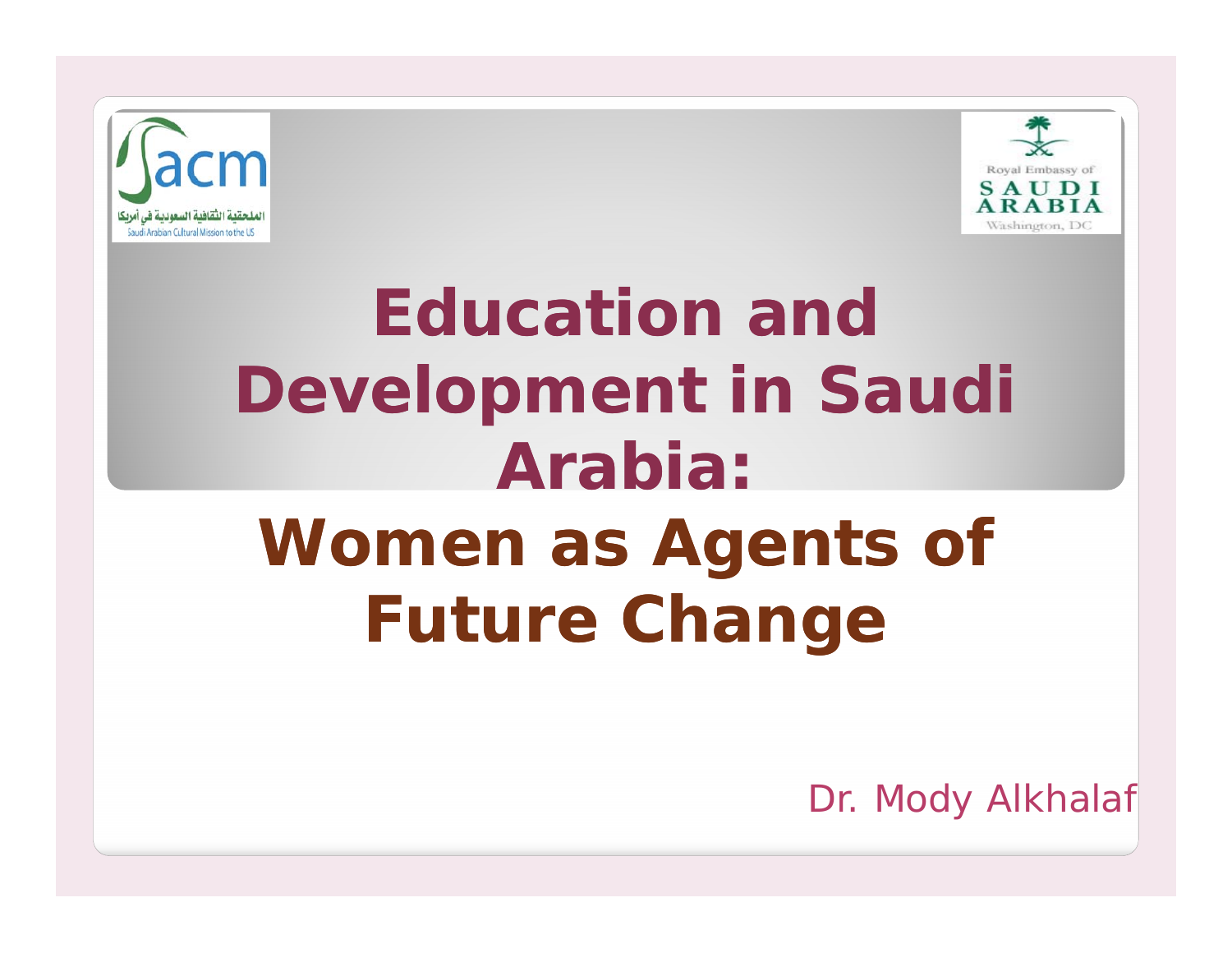الملحقية الثقافية السعودية في أمريكا

Saudi Arabian Cultural Mission to the US

Royal Embassy of SAUDI ARABIA Washington, DC

# Education and Development in Saudi Arabia:

## Women as Agents of Future Change

Dr. Mody Alkhalaf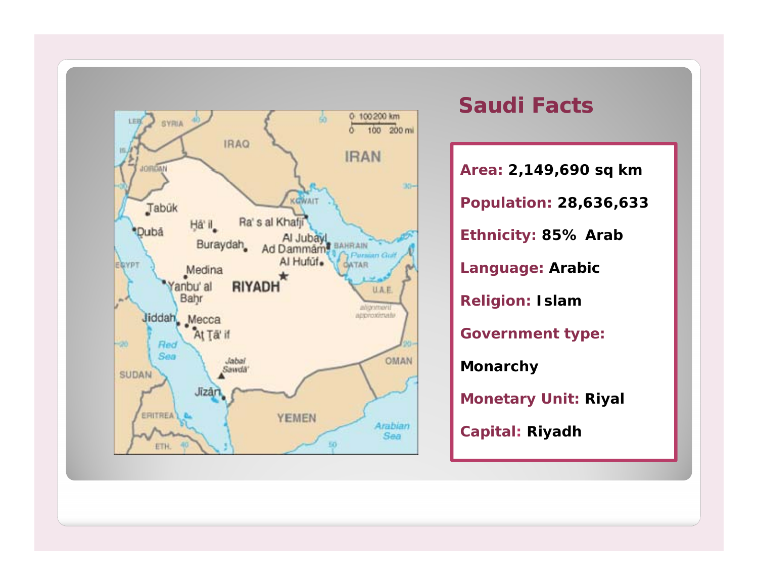## Saudi Facts

**Area:** 2,149,690 sq km

**Population:** 28,636,633

**Ethnicity:** 85% Arab

**Language:** Arabic

**Religion:** Islam

**Government type:**

Monarchy

**Monetary Unit:** Riyal

**Capital:** Riyadh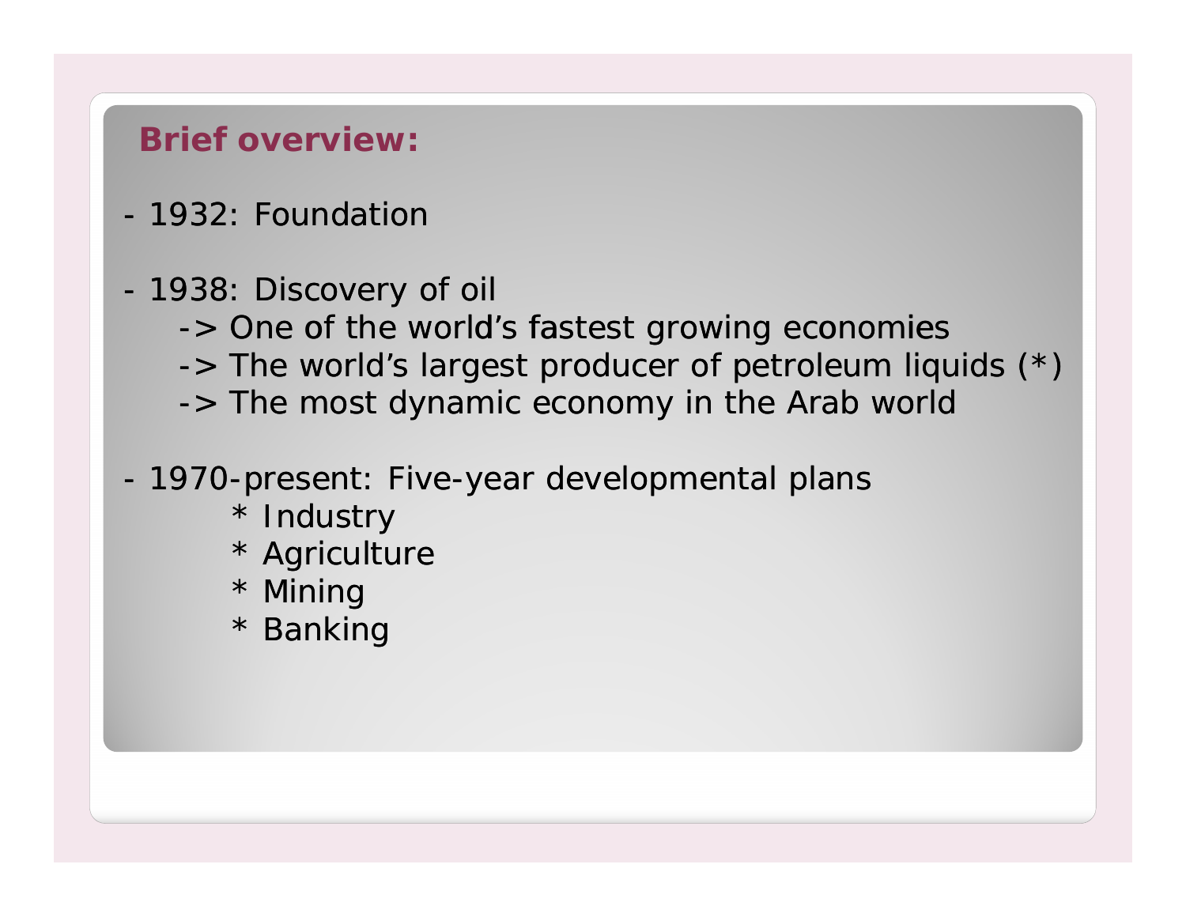## Brief overview:

- 1932: Foundation

- 1938: Discovery of oil
  - -> One of the world's fastest growing economies
  - -> The world's largest producer of petroleum liquids (*)
  - -> The most dynamic economy in the Arab world

- 1970-present: Five-year developmental plans
  - * Industry
  - * Agriculture
  - * Mining
  - * Banking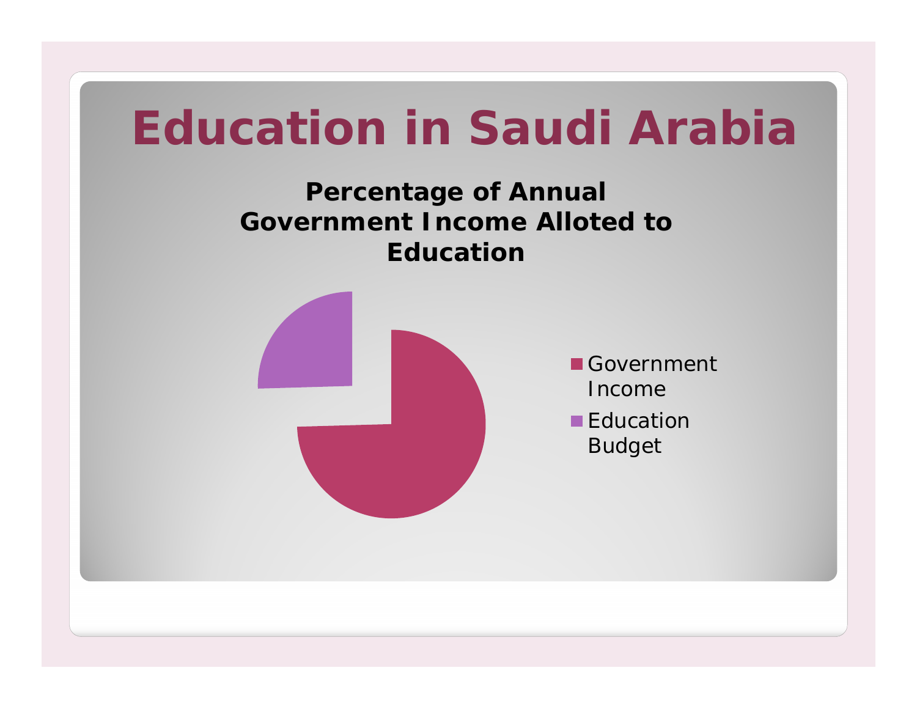# Education in Saudi Arabia

**Percentage of Annual Government Income Alloted to Education**

Government Income

Education Budget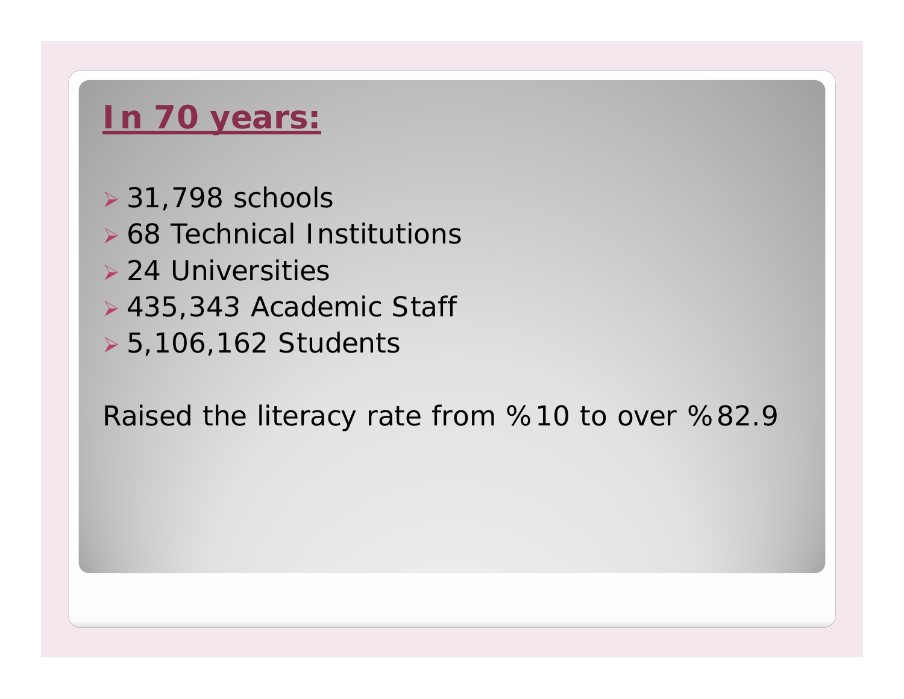## In 70 years:

- 31,798 schools
- 68 Technical Institutions
- 24 Universities
- 435,343 Academic Staff
- 5,106,162 Students

Raised the literacy rate from %10 to over %82.9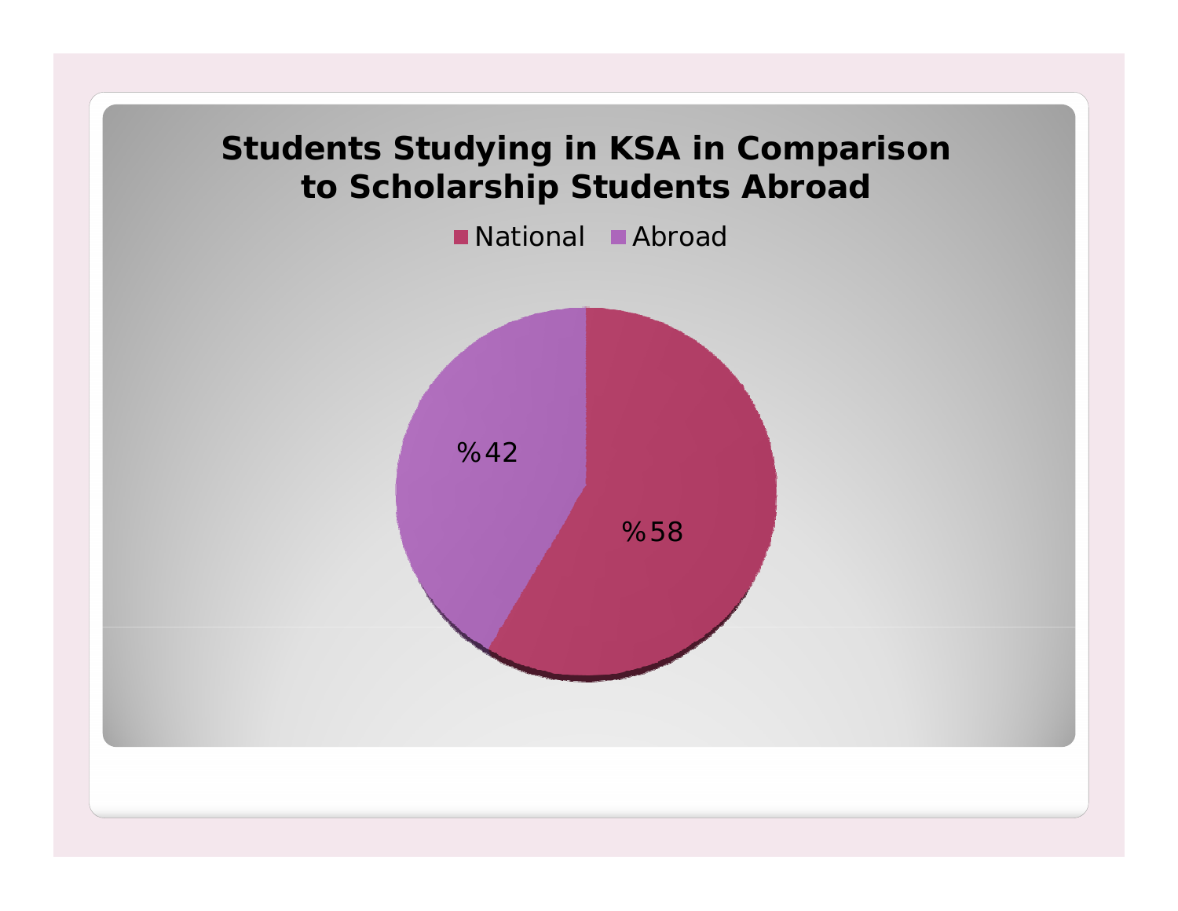Students Studying in KSA in Comparison to Scholarship Students Abroad

National
Abroad

%42

%58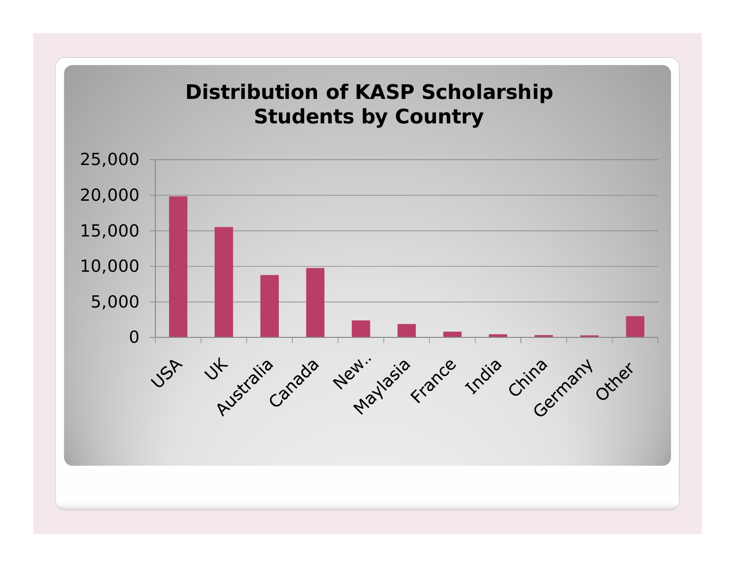## Distribution of KASP Scholarship Students by Country

25,000
20,000
15,000
10,000
5,000
0

USA
UK
Australia
Canada
New..
Maylasia
France
India
China
Germany
Other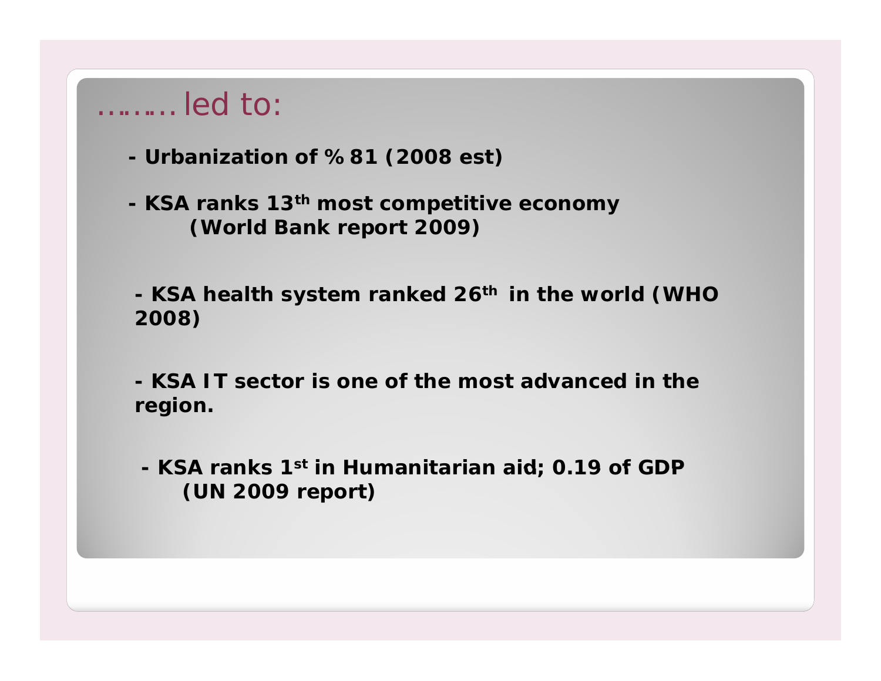# ……..led to:

- **Urbanization of % 81 (2008 est)**

- **KSA ranks 13th most competitive economy (World Bank report 2009)**

- **KSA health system ranked 26th in the world (WHO 2008)**

- **KSA IT sector is one of the most advanced in the region.**

- **KSA ranks 1st in Humanitarian aid; 0.19 of GDP (UN 2009 report)**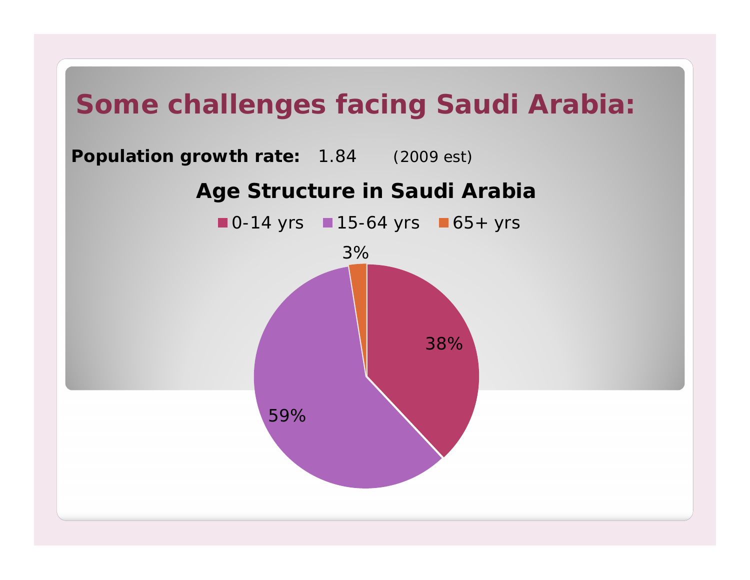# Some challenges facing Saudi Arabia:

**Population growth rate:** 1.84 (2009 est)

**Age Structure in Saudi Arabia**

0-14 yrs
15-64 yrs
65+ yrs

3%
38%
59%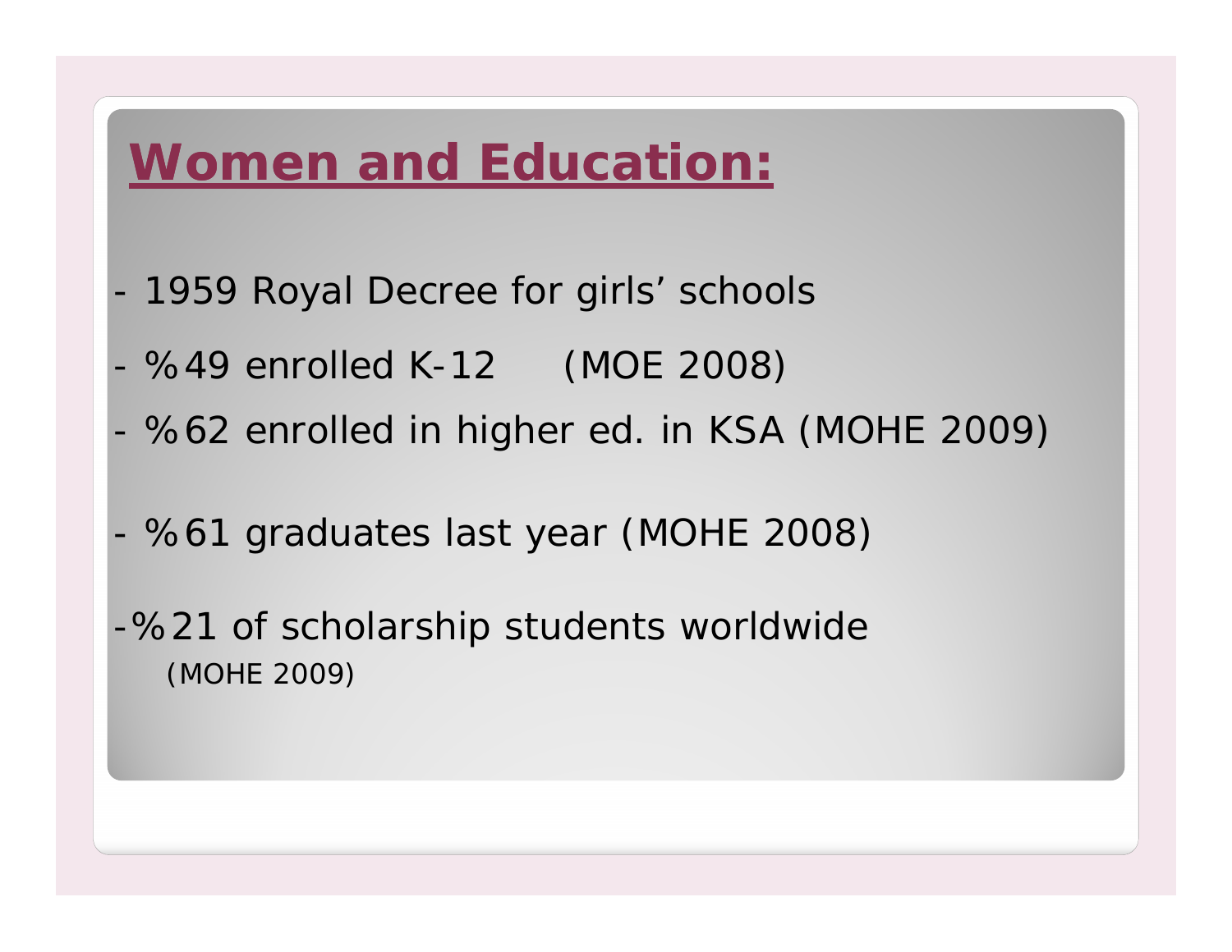# Women and Education:

- 1959 Royal Decree for girls' schools
- %49 enrolled K-12 (MOE 2008)
- %62 enrolled in higher ed. in KSA (MOHE 2009)
- %61 graduates last year (MOHE 2008)
- %21 of scholarship students worldwide (MOHE 2009)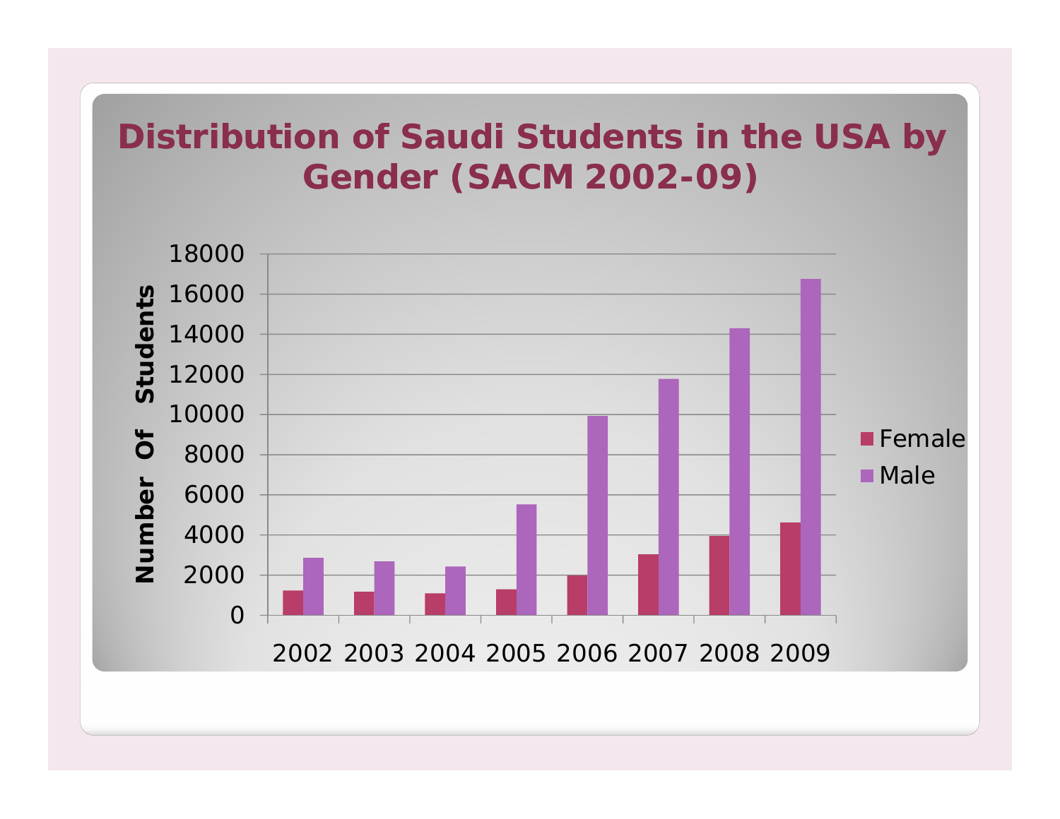# Distribution of Saudi Students in the USA by Gender (SACM 2002-09)

Number Of Students

18000
16000
14000
12000
10000
8000
6000
4000
2000
0

2002 2003 2004 2005 2006 2007 2008 2009

Female
Male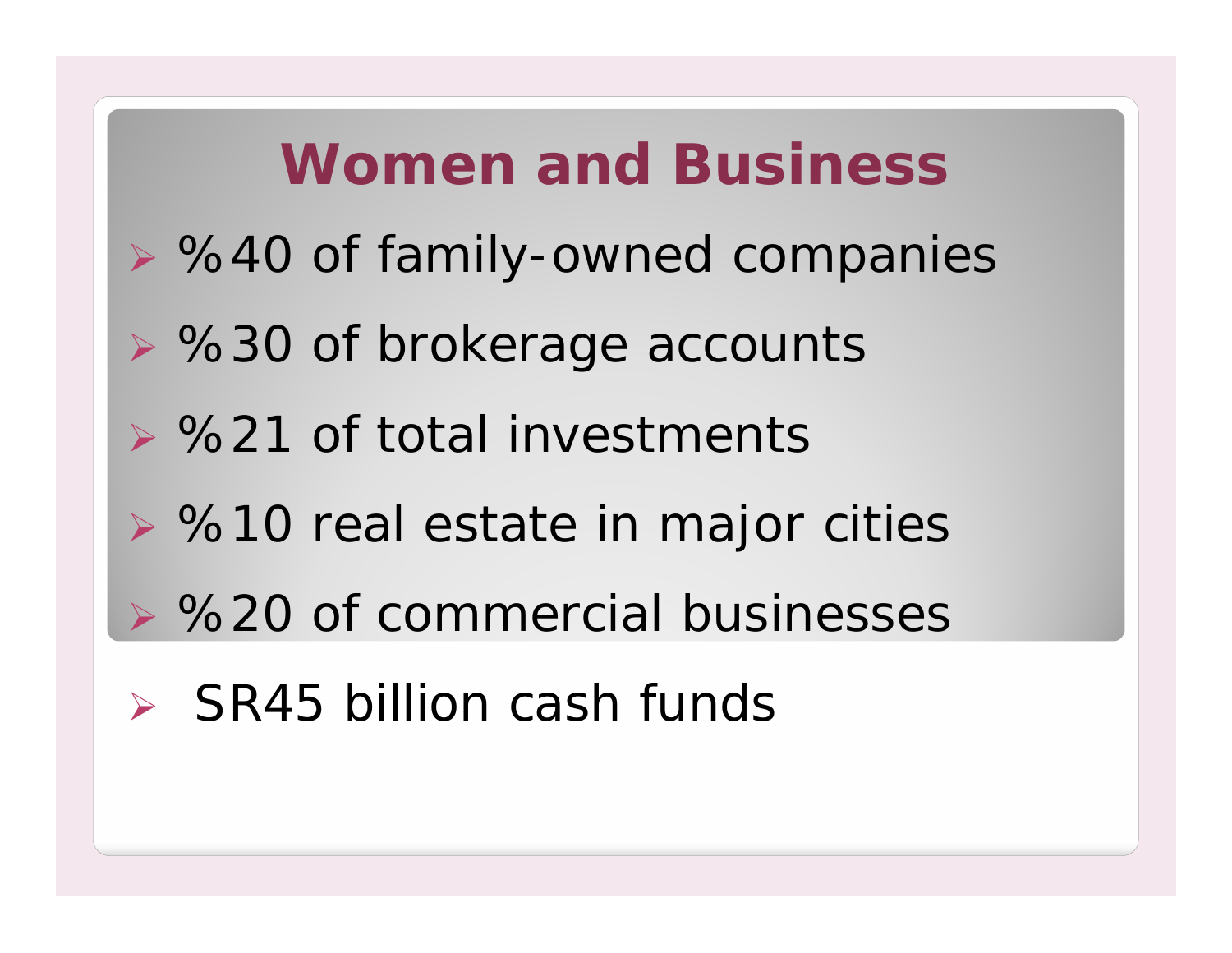# Women and Business

- %40 of family-owned companies
- %30 of brokerage accounts
- %21 of total investments
- %10 real estate in major cities
- %20 of commercial businesses
- SR45 billion cash funds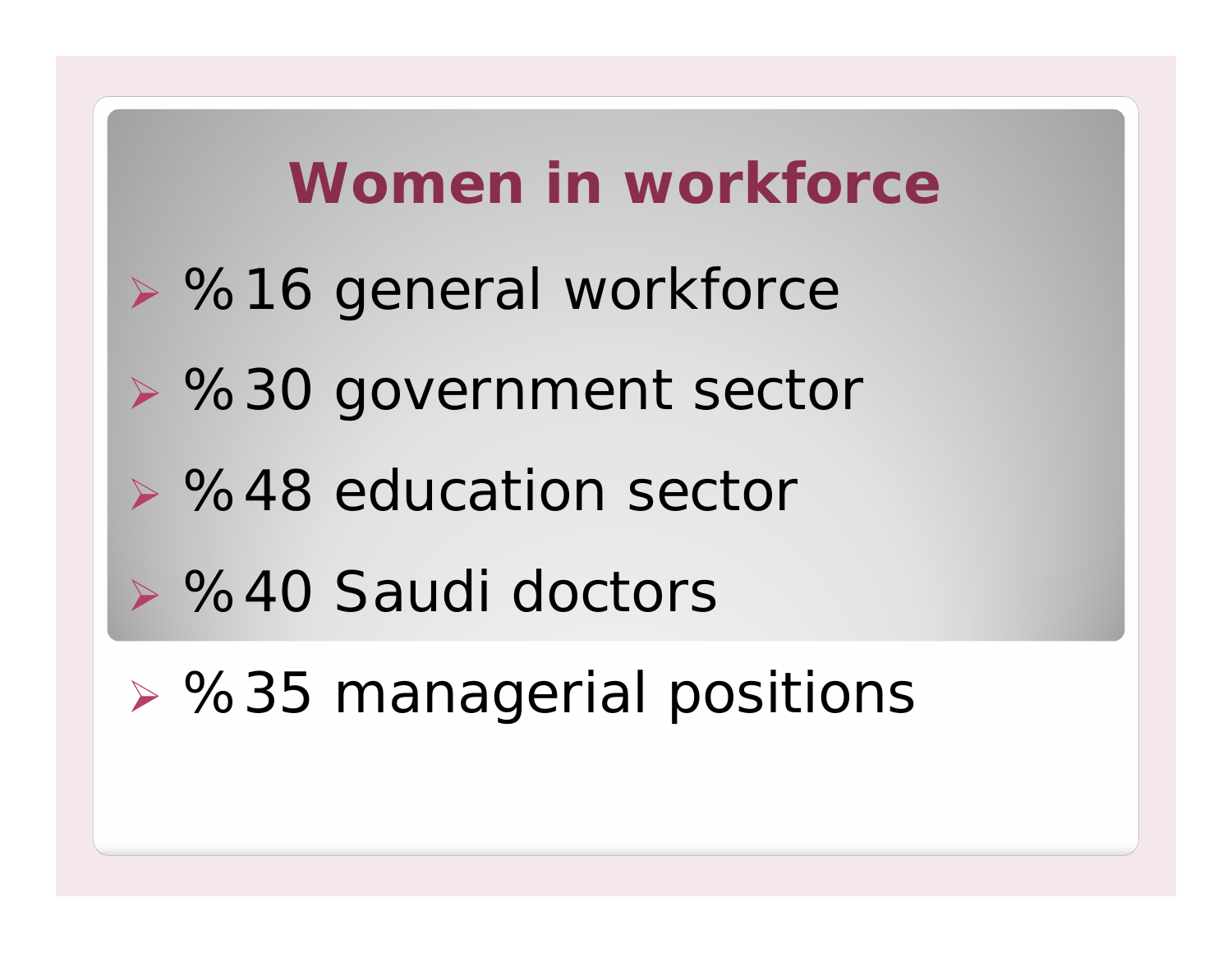# Women in workforce

- %16 general workforce
- %30 government sector
- %48 education sector
- %40 Saudi doctors
- %35 managerial positions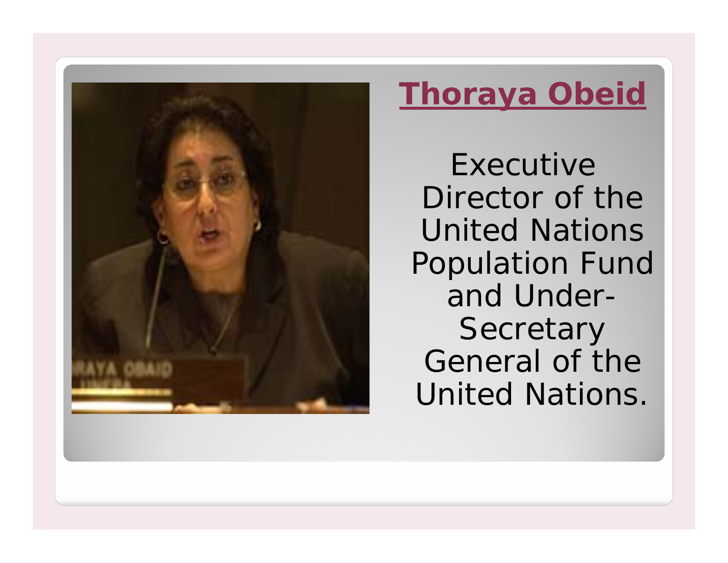## Thoraya Obeid

Executive Director of the United Nations Population Fund and Under-Secretary General of the United Nations.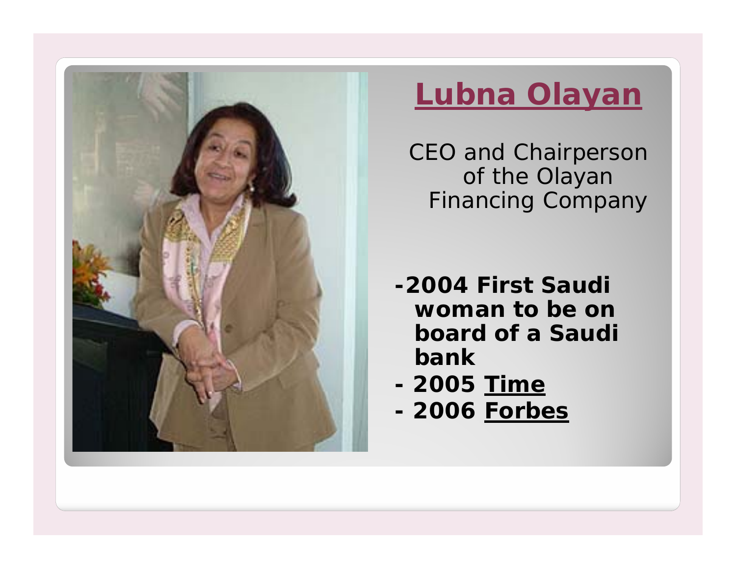# Lubna Olayan

CEO and Chairperson of the Olayan Financing Company

- **-2004 First Saudi woman to be on board of a Saudi bank**
- **- 2005 Time**
- **- 2006 Forbes**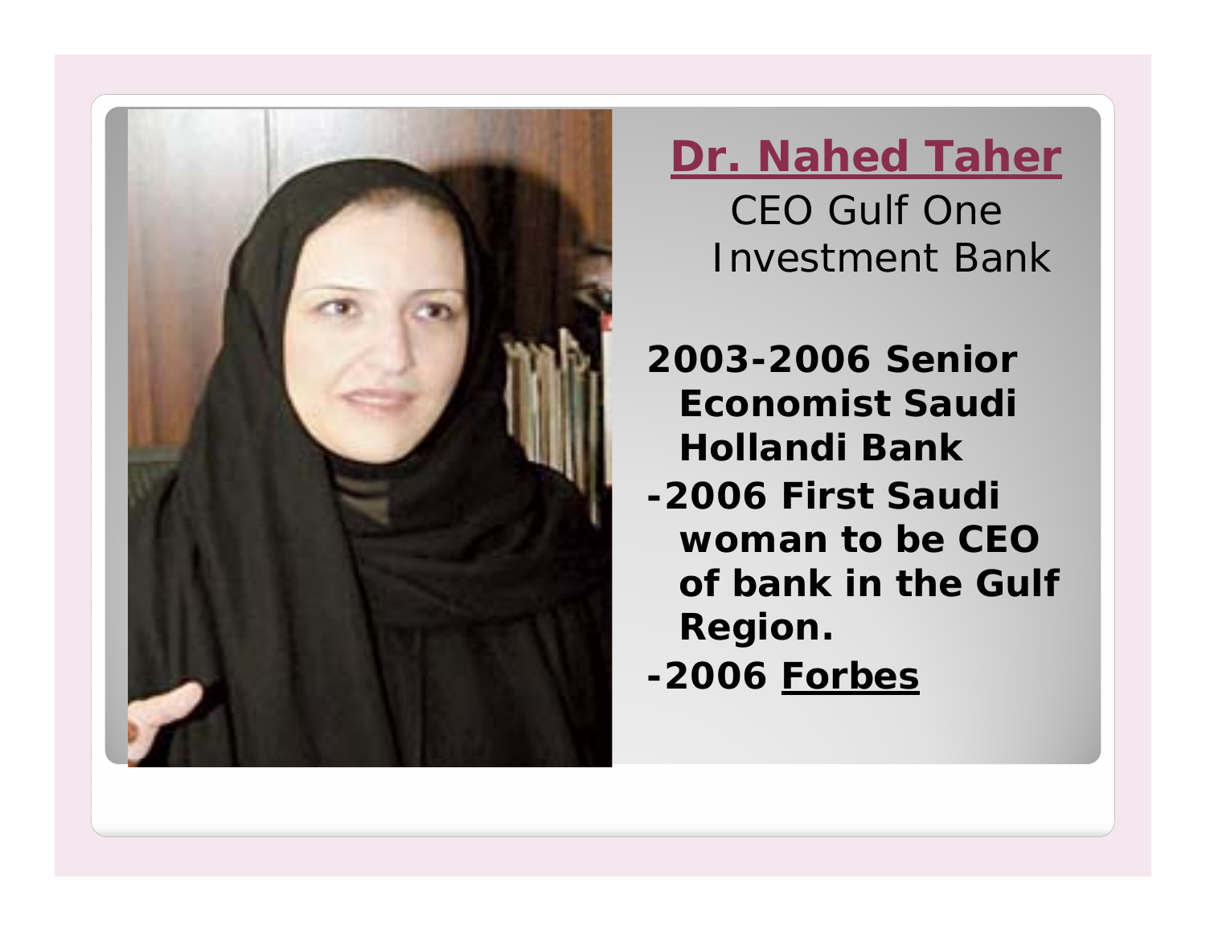## Dr. Nahed Taher

CEO Gulf One Investment Bank

**2003-2006 Senior Economist Saudi Hollandi Bank**

**-2006 First Saudi woman to be CEO of bank in the Gulf Region.**

**-2006 Forbes**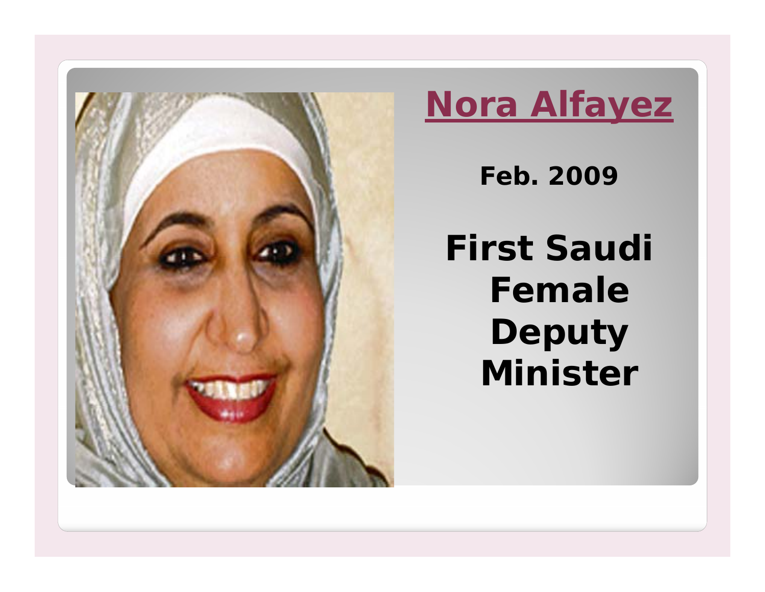# Nora Alfayez

**Feb. 2009**

**First Saudi Female Deputy Minister**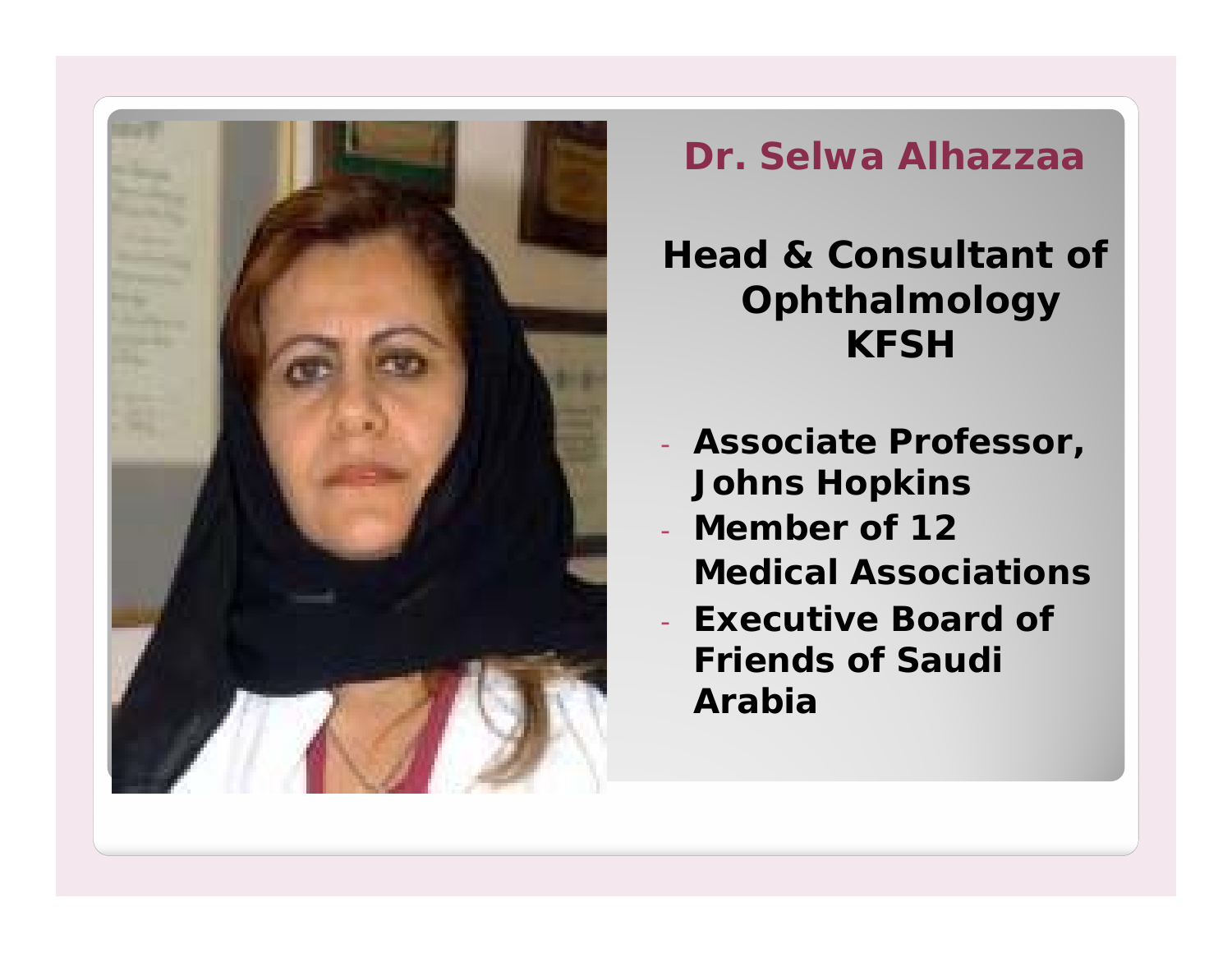## Dr. Selwa Alhazzaa

**Head & Consultant of Ophthalmology KFSH**

- **Associate Professor, Johns Hopkins**
- **Member of 12 Medical Associations**
- **Executive Board of Friends of Saudi Arabia**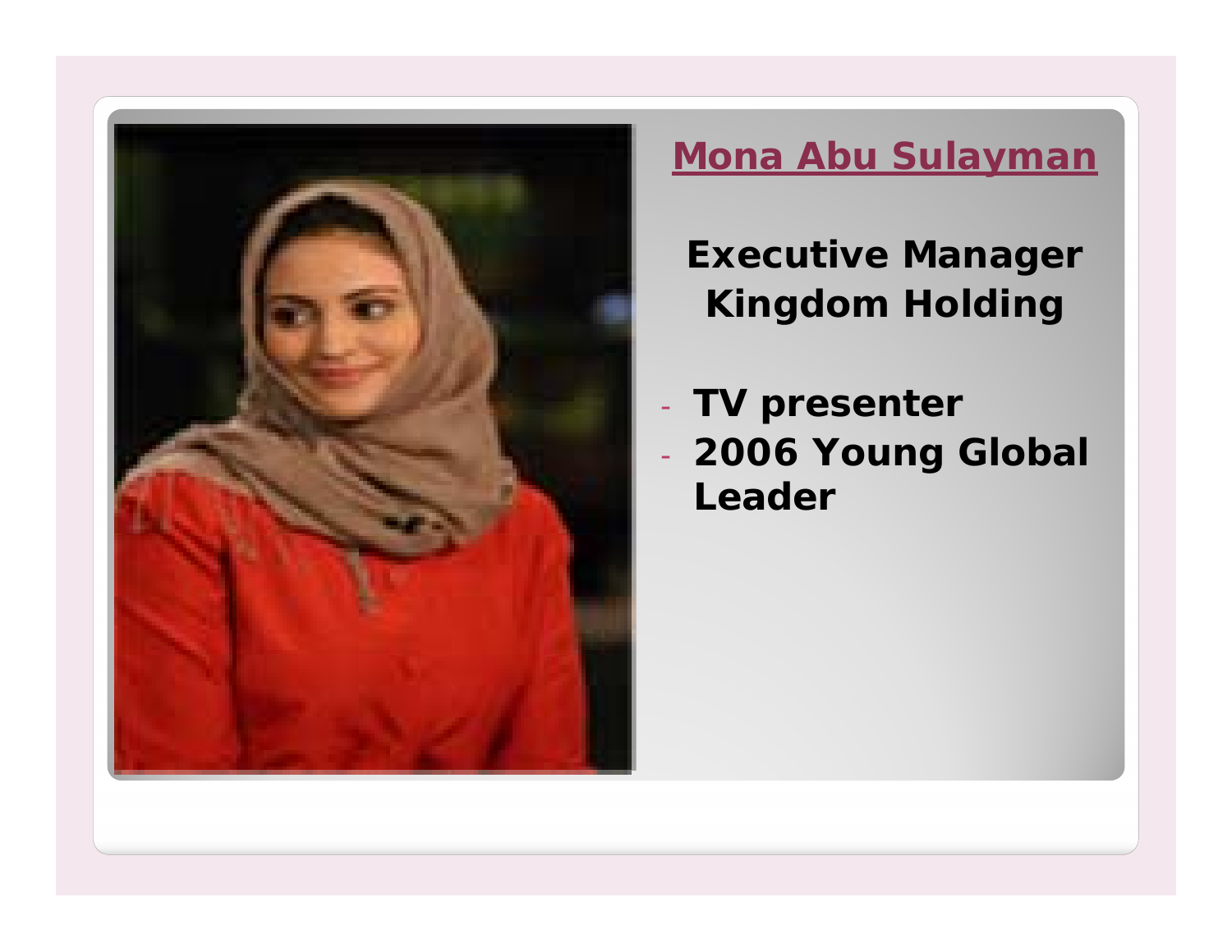## Mona Abu Sulayman

**Executive Manager Kingdom Holding**

- **TV presenter**
- **2006 Young Global Leader**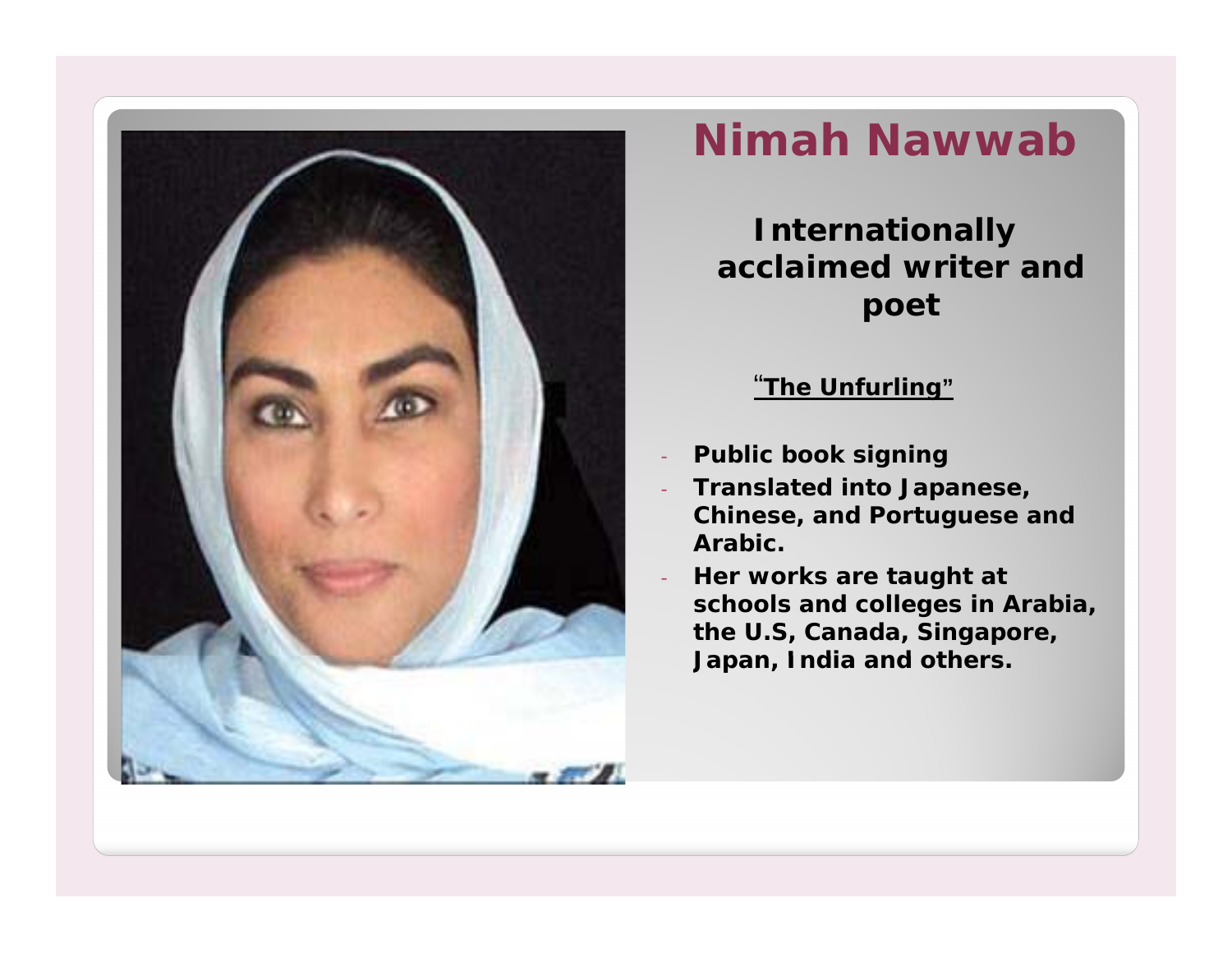# Nimah Nawwab

**Internationally acclaimed writer and poet**

**"The Unfurling"**

- **Public book signing**
- **Translated into Japanese, Chinese, and Portuguese and Arabic.**
- **Her works are taught at schools and colleges in Arabia, the U.S, Canada, Singapore, Japan, India and others.**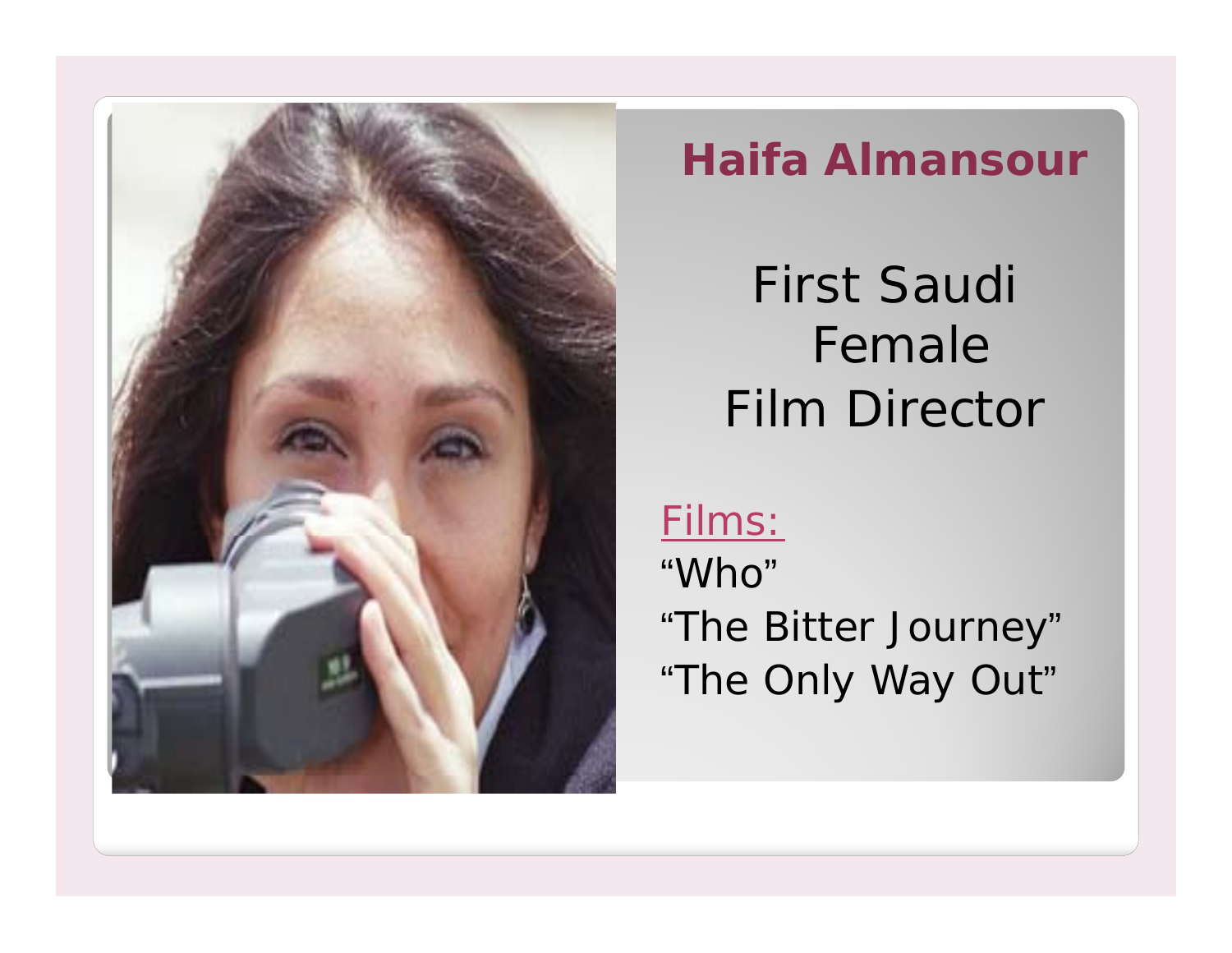# Haifa Almansour

First Saudi Female Film Director

Films:

"Who"
"The Bitter Journey"
"The Only Way Out"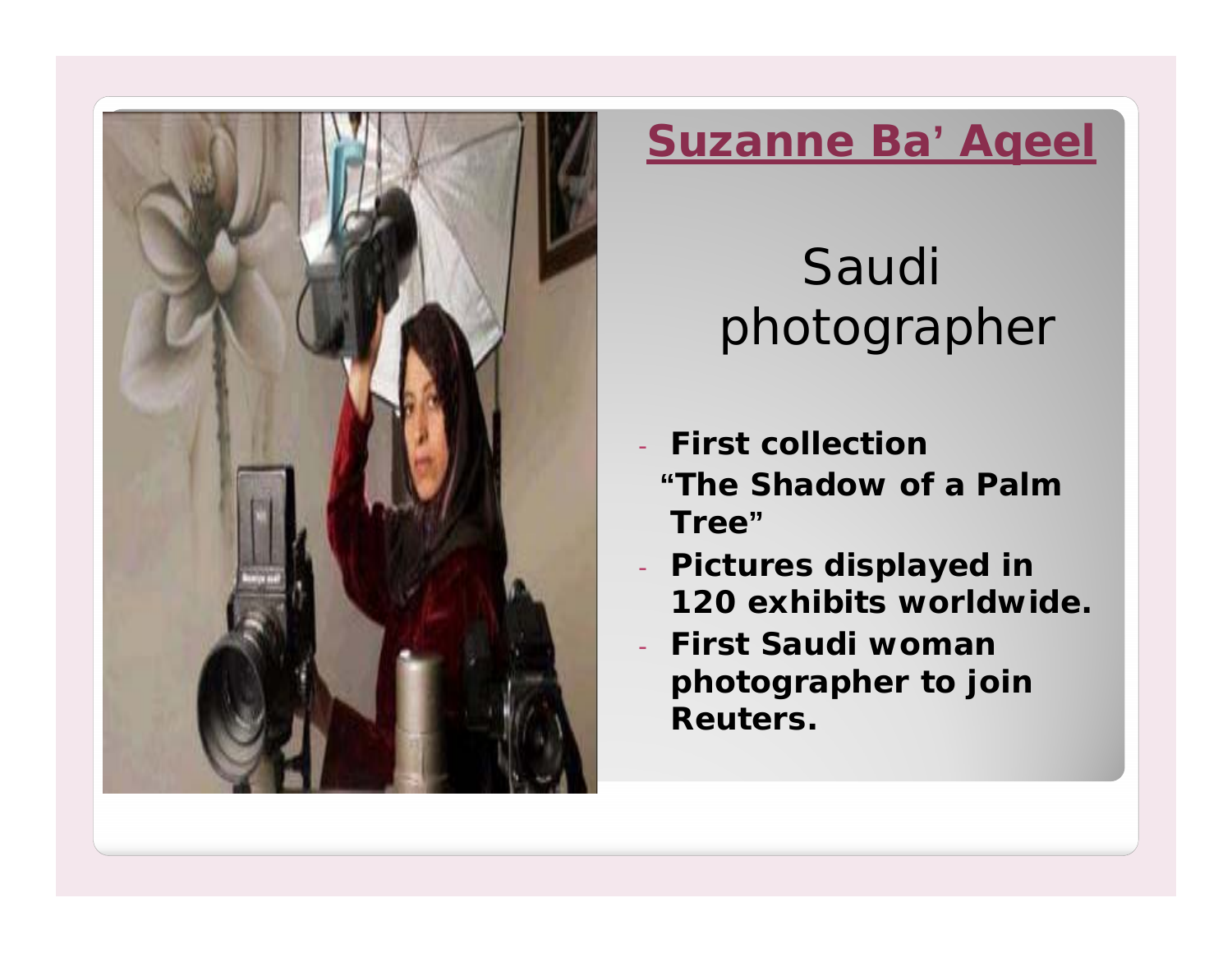# Suzanne Ba' Aqeel

Saudi photographer

- **First collection "The Shadow of a Palm Tree"**
- **Pictures displayed in 120 exhibits worldwide.**
- **First Saudi woman photographer to join Reuters.**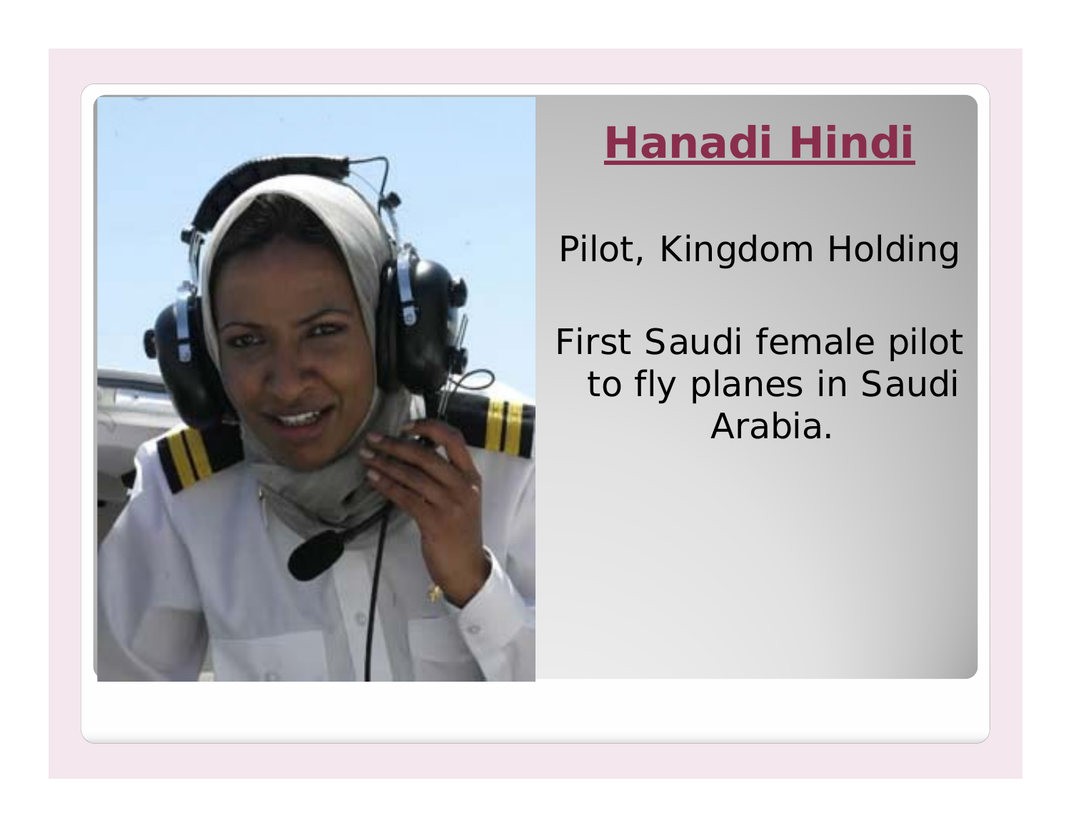# Hanadi Hindi

Pilot, Kingdom Holding

First Saudi female pilot to fly planes in Saudi Arabia.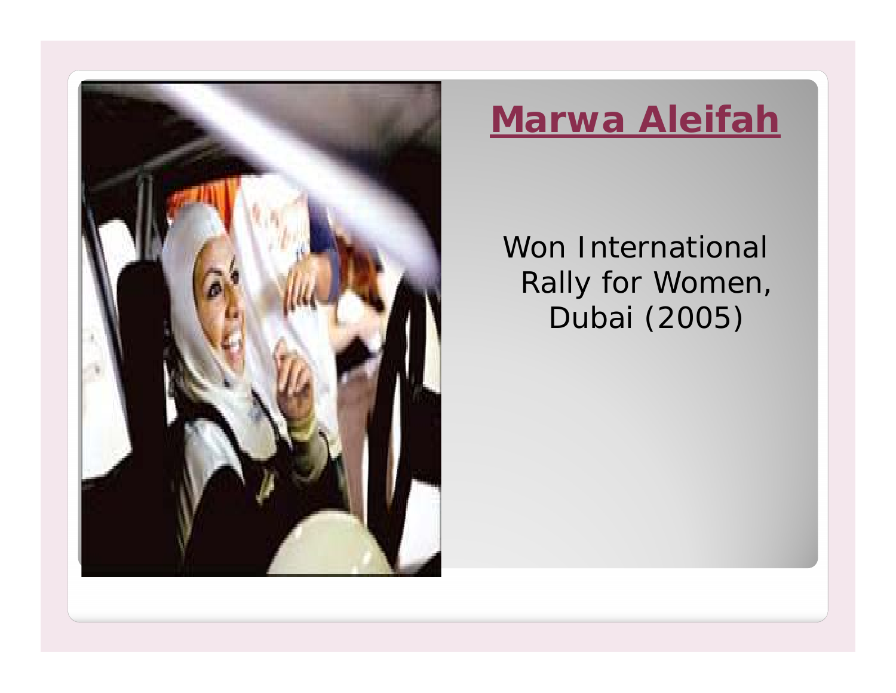## Marwa Aleifah

Won International Rally for Women, Dubai (2005)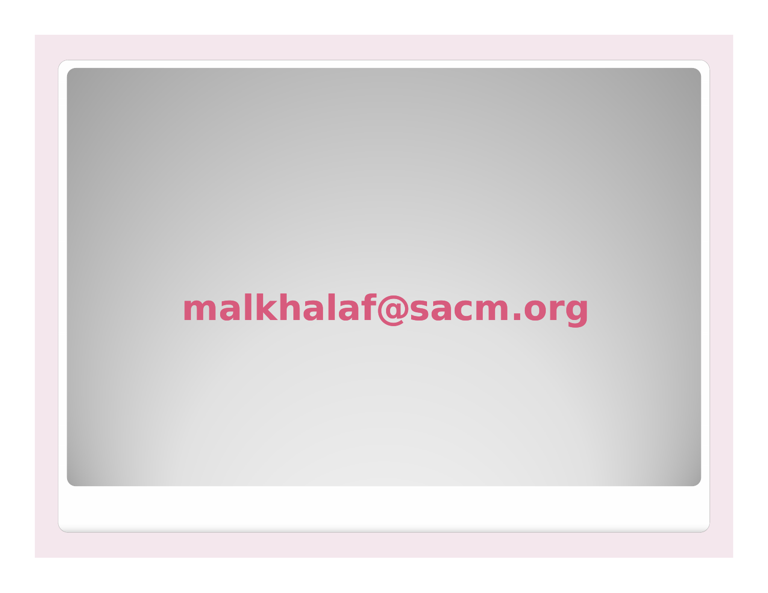**malkhalaf@sacm.org**